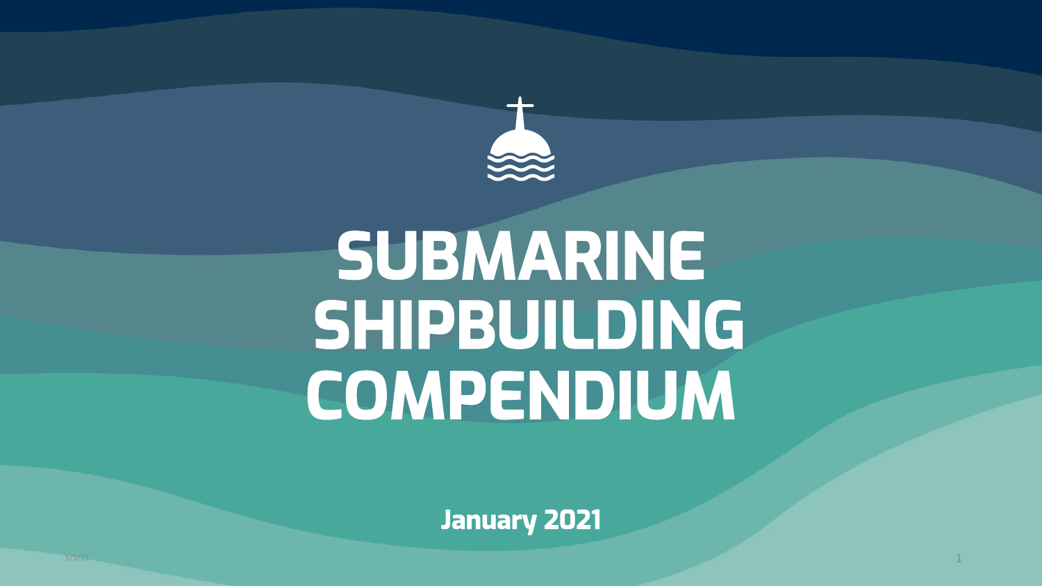# SUBMARINE SHIPBUILDING COMPENDIUM

**January 2021**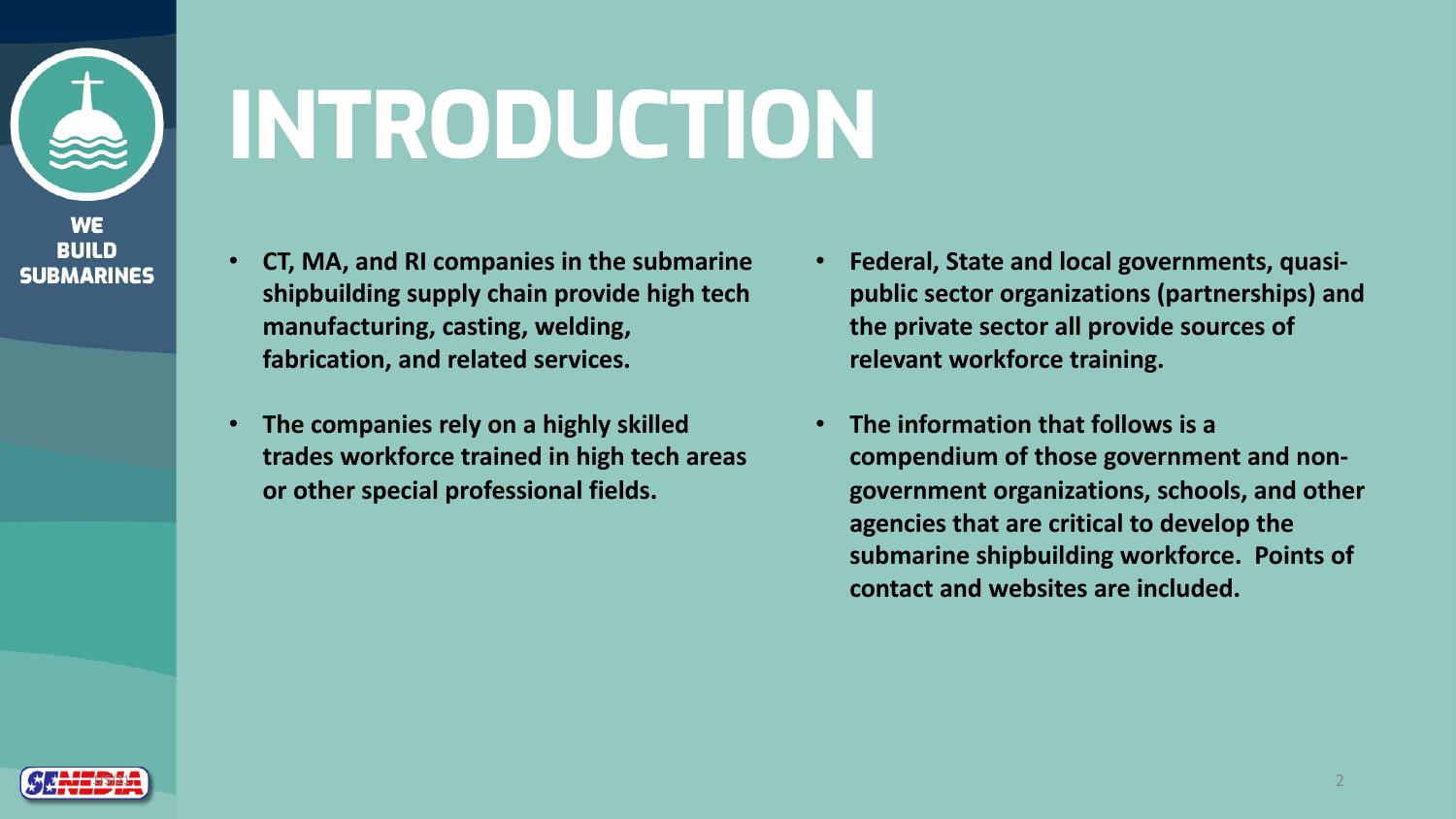# INTRODUCTION

- **CT, MA, and RI companies in the submarine shipbuilding supply chain provide high tech manufacturing, casting, welding, fabrication, and related services.**
- **The companies rely on a highly skilled trades workforce trained in high tech areas or other special professional fields.**
- **Federal, State and local governments, quasi-public sector organizations (partnerships) and the private sector all provide sources of relevant workforce training.**
- **The information that follows is a compendium of those government and non-government organizations, schools, and other agencies that are critical to develop the submarine shipbuilding workforce. Points of contact and websites are included.**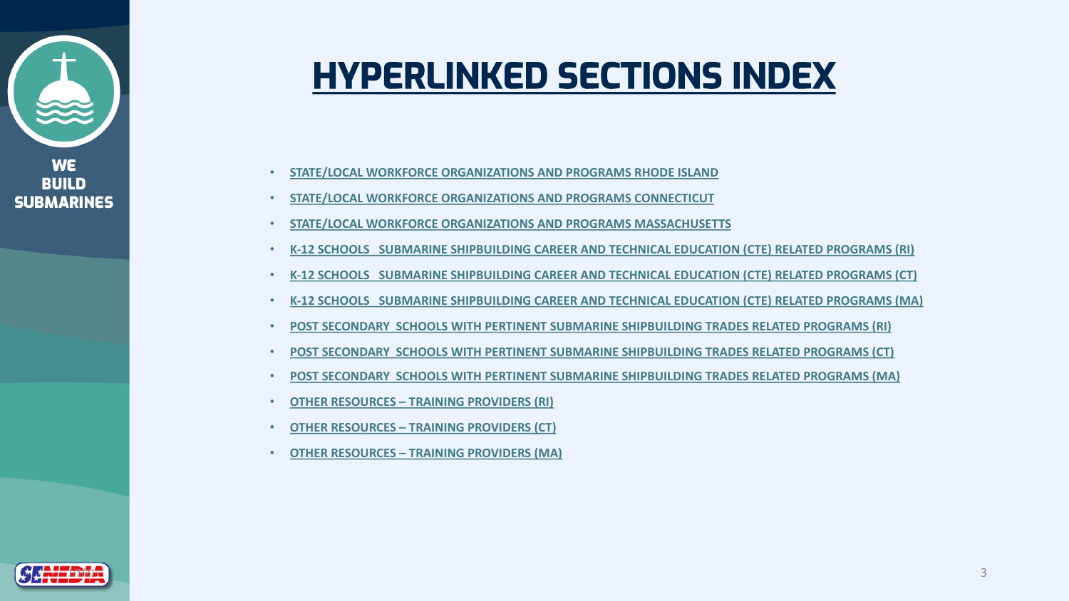# HYPERLINKED SECTIONS INDEX

- STATE/LOCAL WORKFORCE ORGANIZATIONS AND PROGRAMS RHODE ISLAND
- STATE/LOCAL WORKFORCE ORGANIZATIONS AND PROGRAMS CONNECTICUT
- STATE/LOCAL WORKFORCE ORGANIZATIONS AND PROGRAMS MASSACHUSETTS
- K-12 SCHOOLS SUBMARINE SHIPBUILDING CAREER AND TECHNICAL EDUCATION (CTE) RELATED PROGRAMS (RI)
- K-12 SCHOOLS SUBMARINE SHIPBUILDING CAREER AND TECHNICAL EDUCATION (CTE) RELATED PROGRAMS (CT)
- K-12 SCHOOLS SUBMARINE SHIPBUILDING CAREER AND TECHNICAL EDUCATION (CTE) RELATED PROGRAMS (MA)
- POST SECONDARY SCHOOLS WITH PERTINENT SUBMARINE SHIPBUILDING TRADES RELATED PROGRAMS (RI)
- POST SECONDARY SCHOOLS WITH PERTINENT SUBMARINE SHIPBUILDING TRADES RELATED PROGRAMS (CT)
- POST SECONDARY SCHOOLS WITH PERTINENT SUBMARINE SHIPBUILDING TRADES RELATED PROGRAMS (MA)
- OTHER RESOURCES – TRAINING PROVIDERS (RI)
- OTHER RESOURCES – TRAINING PROVIDERS (CT)
- OTHER RESOURCES – TRAINING PROVIDERS (MA)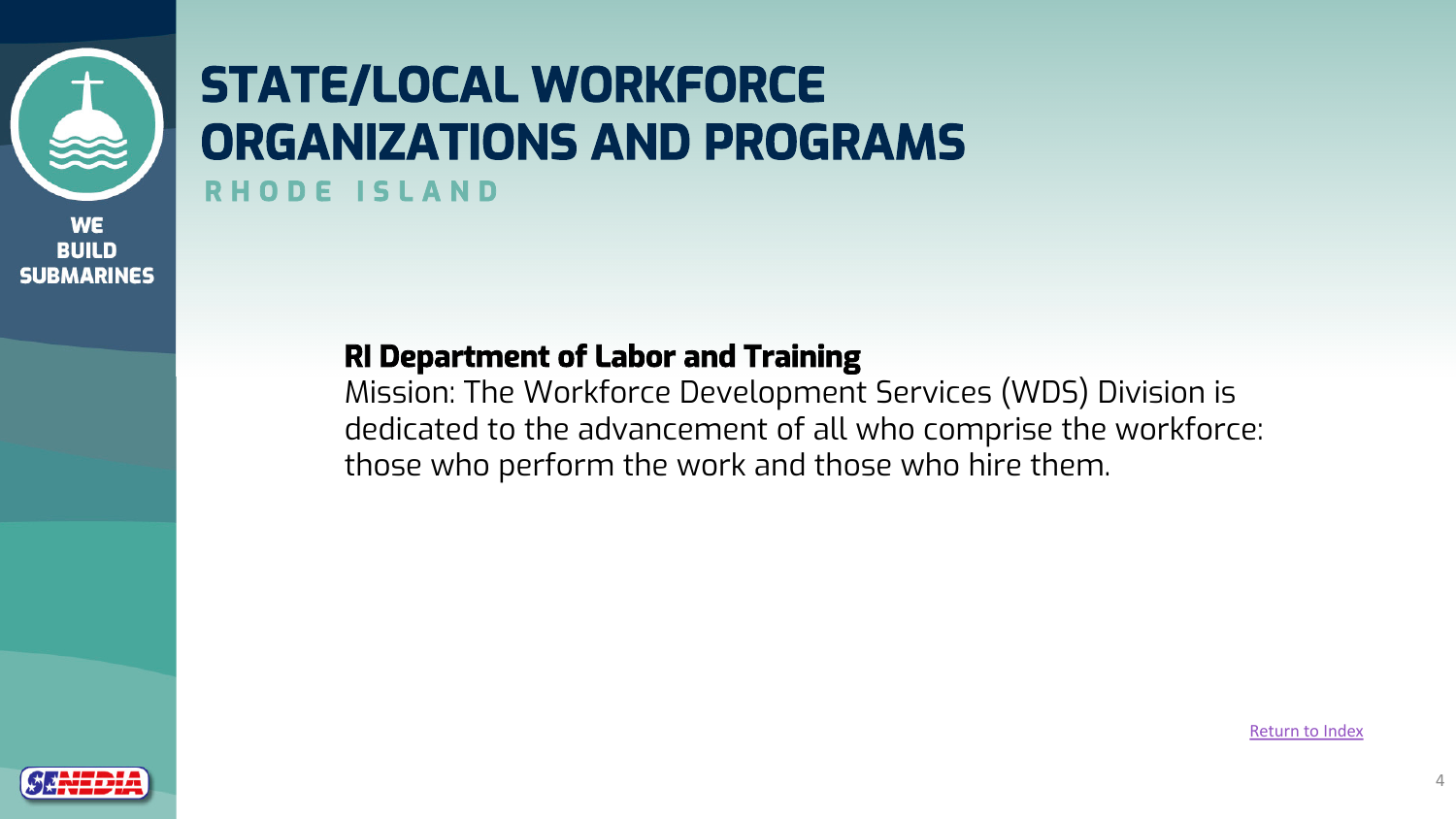# STATE/LOCAL WORKFORCE ORGANIZATIONS AND PROGRAMS

## RHODE ISLAND

**RI Department of Labor and Training**

Mission: The Workforce Development Services (WDS) Division is dedicated to the advancement of all who comprise the workforce: those who perform the work and those who hire them.

Return to Index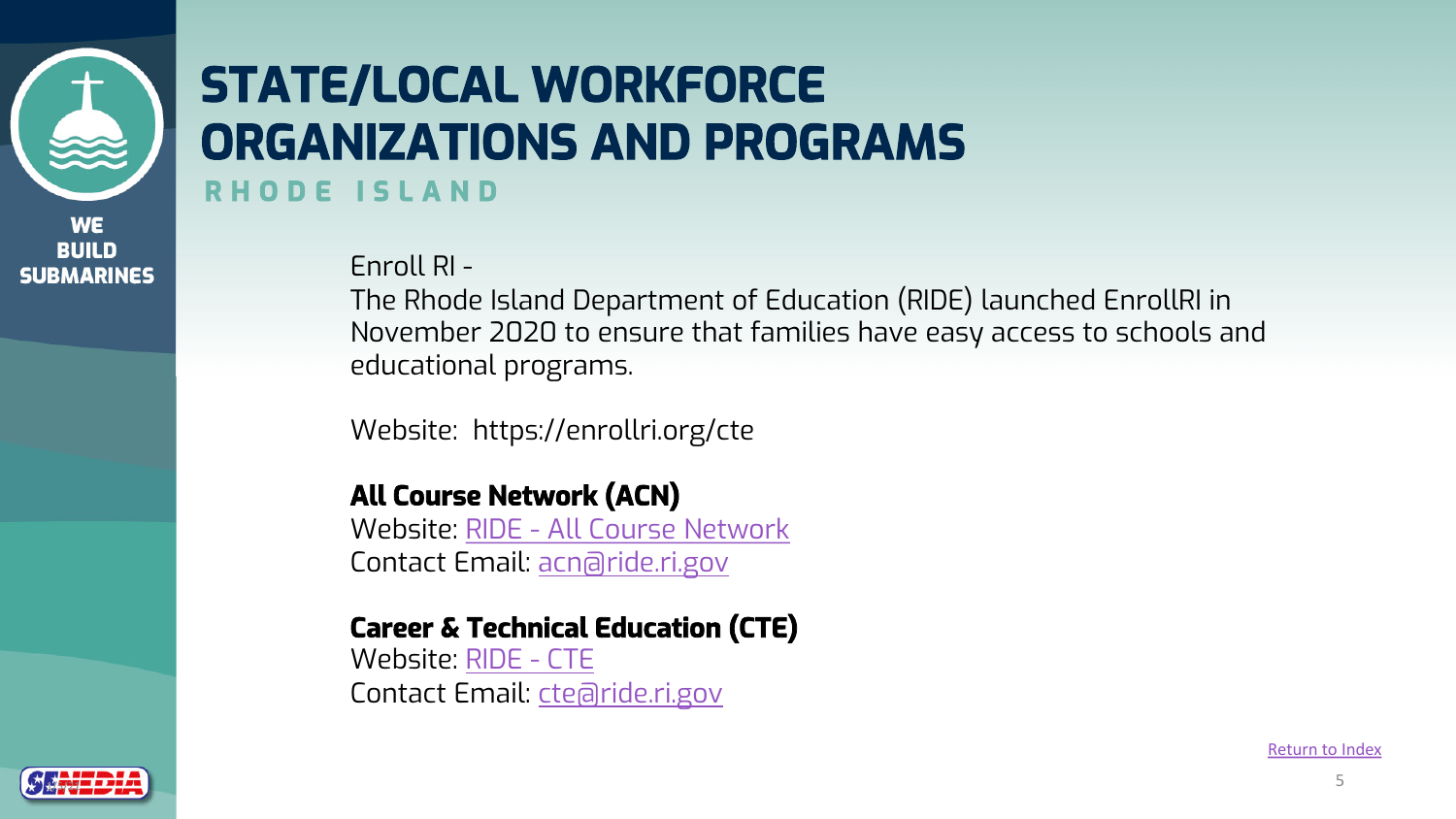# STATE/LOCAL WORKFORCE ORGANIZATIONS AND PROGRAMS

## RHODE ISLAND

Enroll RI -
The Rhode Island Department of Education (RIDE) launched EnrollRI in November 2020 to ensure that families have easy access to schools and educational programs.

Website: https://enrollri.org/cte

**All Course Network (ACN)**
Website: RIDE - All Course Network
Contact Email: acn@ride.ri.gov

**Career & Technical Education (CTE)**
Website: RIDE - CTE
Contact Email: cte@ride.ri.gov

Return to Index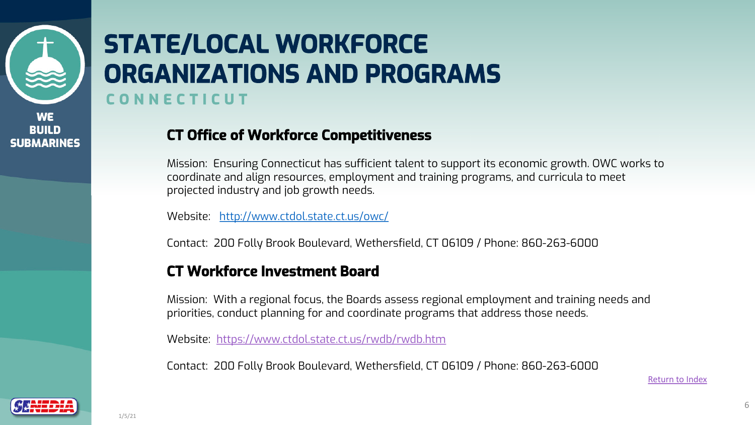# STATE/LOCAL WORKFORCE ORGANIZATIONS AND PROGRAMS

## CONNECTICUT

### CT Office of Workforce Competitiveness

Mission: Ensuring Connecticut has sufficient talent to support its economic growth. OWC works to coordinate and align resources, employment and training programs, and curricula to meet projected industry and job growth needs.

Website: [http://www.ctdol.state.ct.us/owc/](http://www.ctdol.state.ct.us/owc/)

Contact: 200 Folly Brook Boulevard, Wethersfield, CT 06109 / Phone: 860-263-6000

### CT Workforce Investment Board

Mission: With a regional focus, the Boards assess regional employment and training needs and priorities, conduct planning for and coordinate programs that address those needs.

Website: [https://www.ctdol.state.ct.us/rwdb/rwdb.htm](https://www.ctdol.state.ct.us/rwdb/rwdb.htm)

Contact: 200 Folly Brook Boulevard, Wethersfield, CT 06109 / Phone: 860-263-6000

Return to Index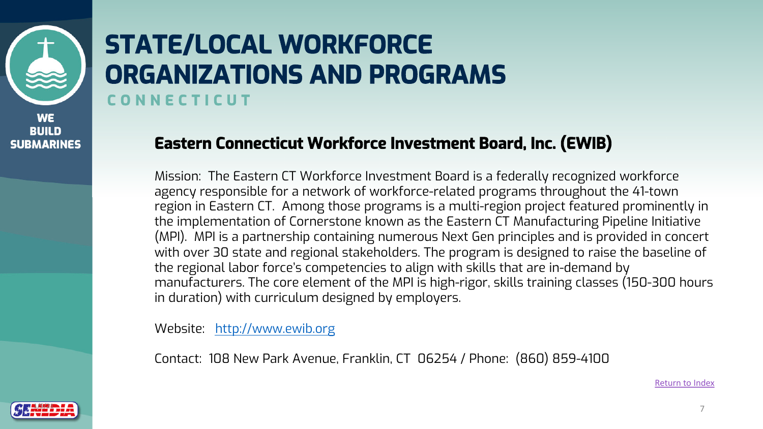# STATE/LOCAL WORKFORCE ORGANIZATIONS AND PROGRAMS

CONNECTICUT

## Eastern Connecticut Workforce Investment Board, Inc. (EWIB)

Mission: The Eastern CT Workforce Investment Board is a federally recognized workforce agency responsible for a network of workforce-related programs throughout the 41-town region in Eastern CT. Among those programs is a multi-region project featured prominently in the implementation of Cornerstone known as the Eastern CT Manufacturing Pipeline Initiative (MPI). MPI is a partnership containing numerous Next Gen principles and is provided in concert with over 30 state and regional stakeholders. The program is designed to raise the baseline of the regional labor force's competencies to align with skills that are in-demand by manufacturers. The core element of the MPI is high-rigor, skills training classes (150-300 hours in duration) with curriculum designed by employers.

Website: [http://www.ewib.org](http://www.ewib.org)

Contact: 108 New Park Avenue, Franklin, CT 06254 / Phone: (860) 859-4100

Return to Index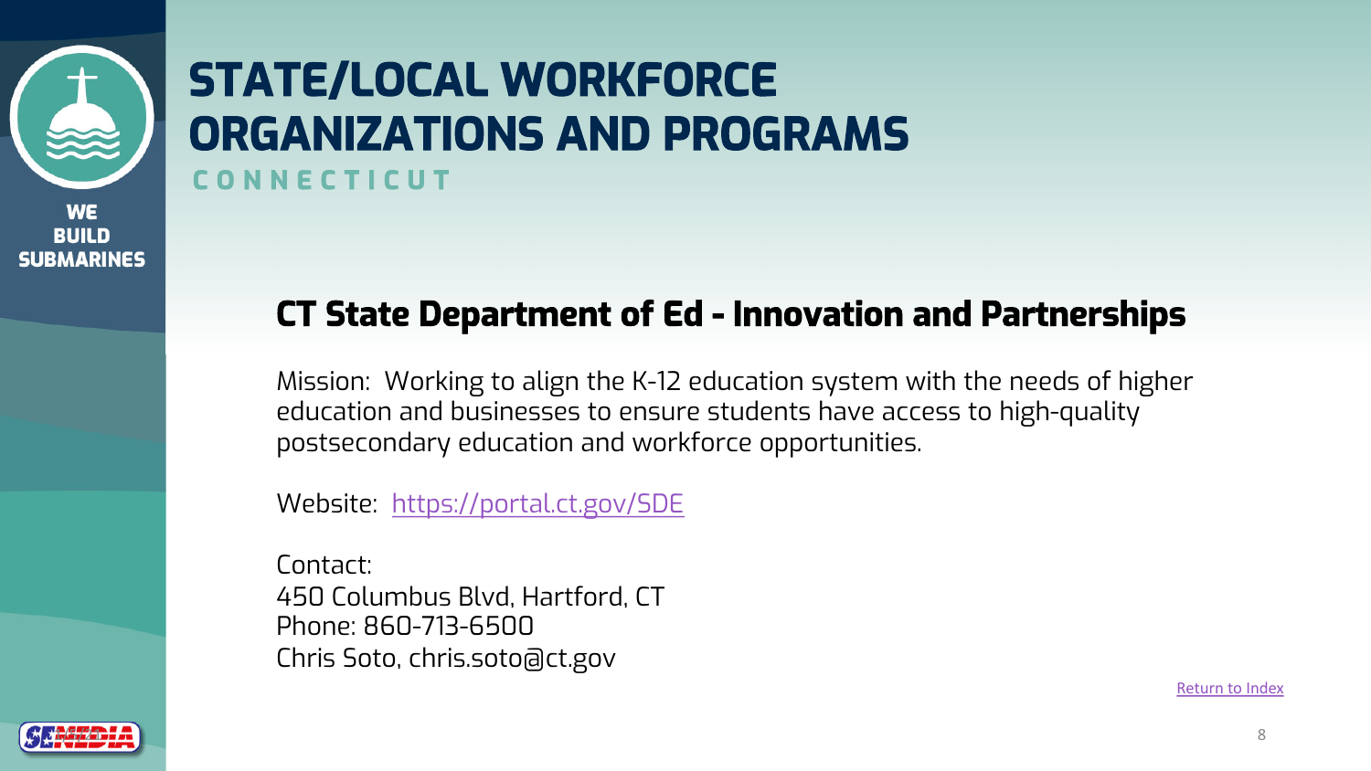# STATE/LOCAL WORKFORCE ORGANIZATIONS AND PROGRAMS

### CONNECTICUT

## CT State Department of Ed - Innovation and Partnerships

Mission: Working to align the K-12 education system with the needs of higher education and businesses to ensure students have access to high-quality postsecondary education and workforce opportunities.

Website: [https://portal.ct.gov/SDE](https://portal.ct.gov/SDE)

Contact:
450 Columbus Blvd, Hartford, CT
Phone: 860-713-6500
Chris Soto, chris.soto@ct.gov

Return to Index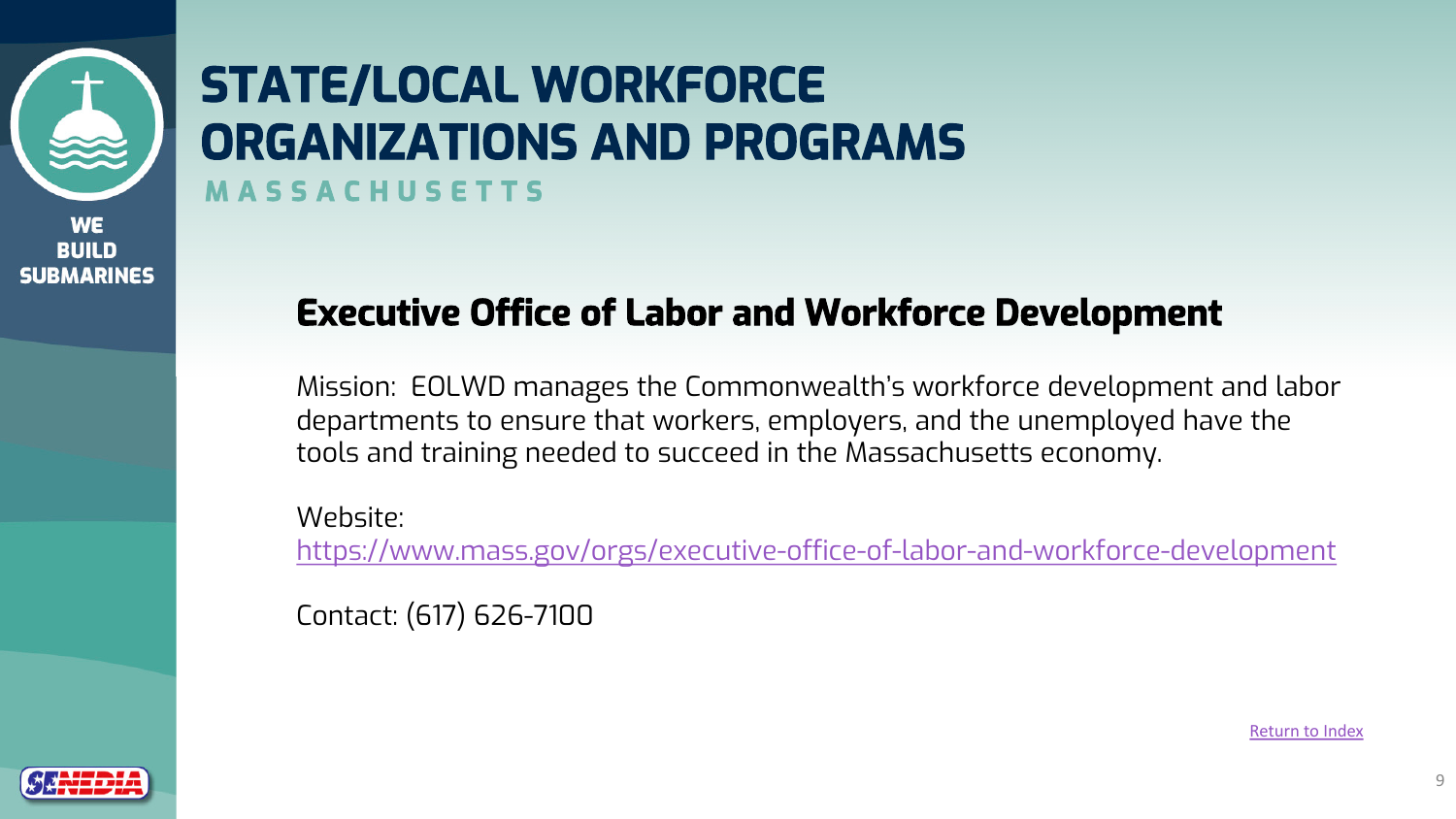# STATE/LOCAL WORKFORCE ORGANIZATIONS AND PROGRAMS

MASSACHUSETTS

## Executive Office of Labor and Workforce Development

Mission: EOLWD manages the Commonwealth's workforce development and labor departments to ensure that workers, employers, and the unemployed have the tools and training needed to succeed in the Massachusetts economy.

Website:
https://www.mass.gov/orgs/executive-office-of-labor-and-workforce-development

Contact: (617) 626-7100

Return to Index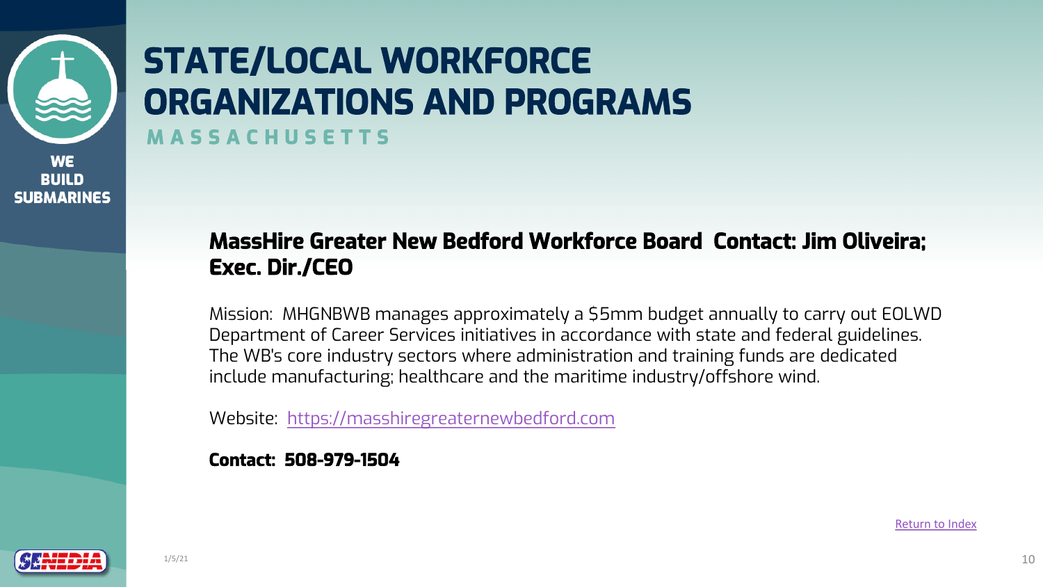# STATE/LOCAL WORKFORCE ORGANIZATIONS AND PROGRAMS

## MASSACHUSETTS

WE BUILD SUBMARINES

### MassHire Greater New Bedford Workforce Board Contact: Jim Oliveira; Exec. Dir./CEO

Mission: MHGNBWB manages approximately a $5mm budget annually to carry out EOLWD Department of Career Services initiatives in accordance with state and federal guidelines. The WB's core industry sectors where administration and training funds are dedicated include manufacturing; healthcare and the maritime industry/offshore wind.

Website: [https://masshiregreaternewbedford.com](https://masshiregreaternewbedford.com)

**Contact: 508-979-1504**

Return to Index

1/5/21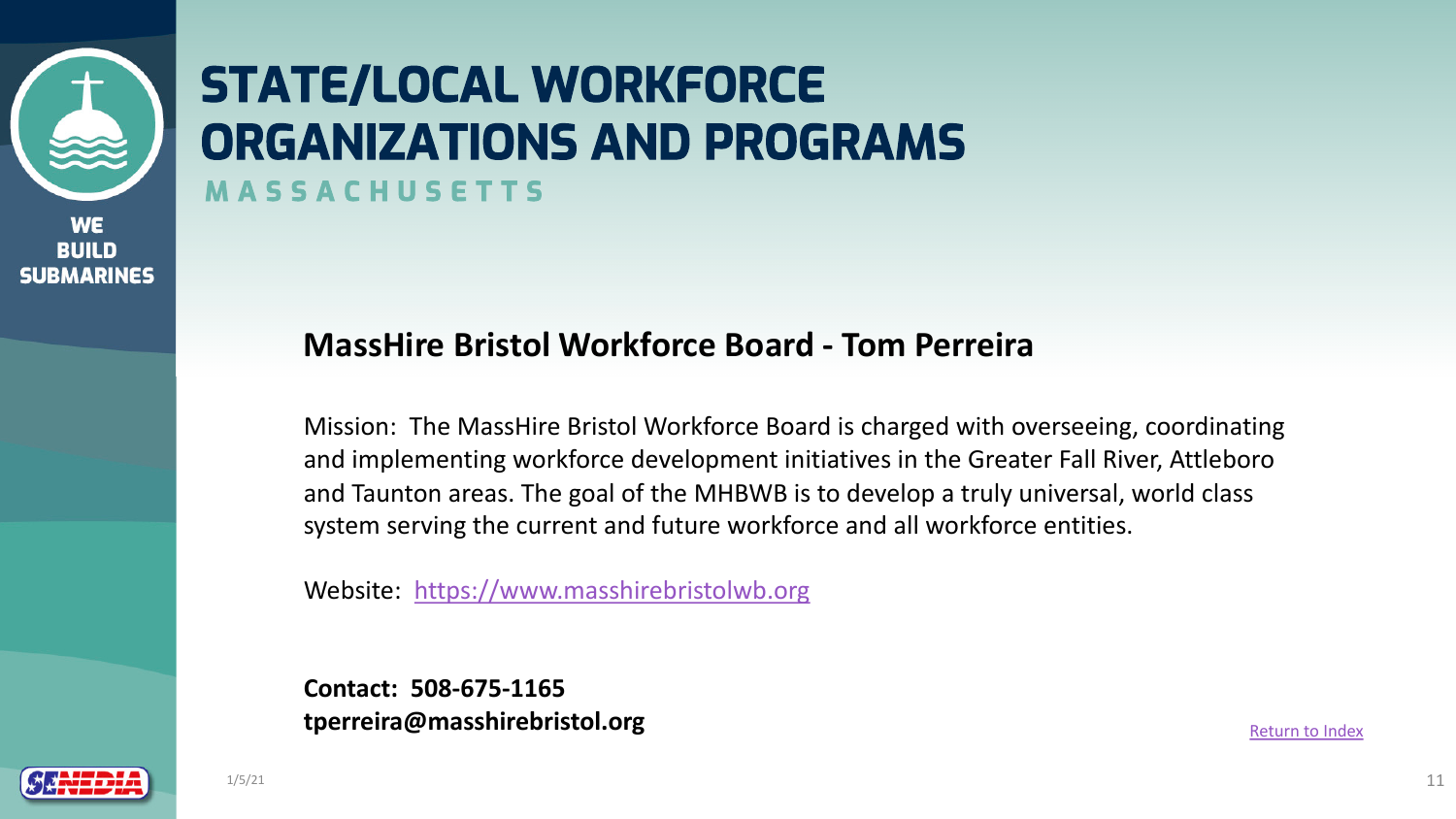# STATE/LOCAL WORKFORCE ORGANIZATIONS AND PROGRAMS

## MASSACHUSETTS

### MassHire Bristol Workforce Board - Tom Perreira

Mission: The MassHire Bristol Workforce Board is charged with overseeing, coordinating and implementing workforce development initiatives in the Greater Fall River, Attleboro and Taunton areas. The goal of the MHBWB is to develop a truly universal, world class system serving the current and future workforce and all workforce entities.

Website: [https://www.masshirebristolwb.org](https://www.masshirebristolwb.org)

**Contact: 508-675-1165**
**tperreira@masshirebristol.org**

Return to Index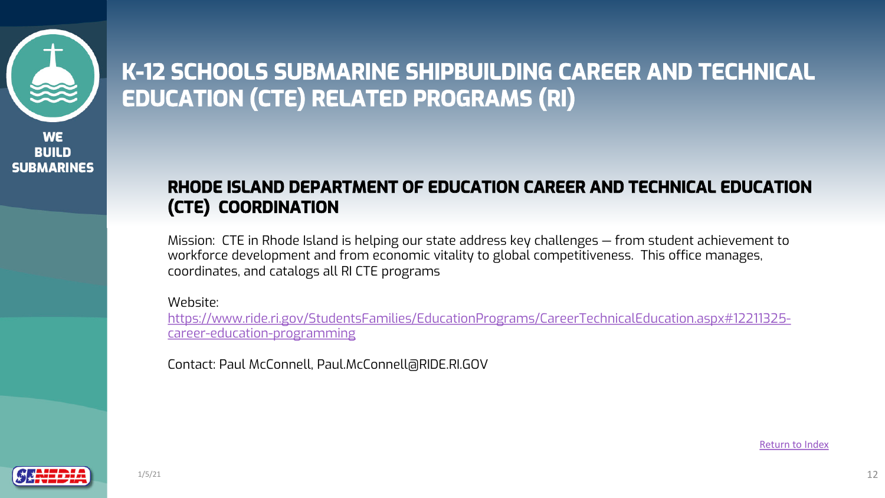# K-12 SCHOOLS SUBMARINE SHIPBUILDING CAREER AND TECHNICAL EDUCATION (CTE) RELATED PROGRAMS (RI)

## RHODE ISLAND DEPARTMENT OF EDUCATION CAREER AND TECHNICAL EDUCATION (CTE) COORDINATION

Mission: CTE in Rhode Island is helping our state address key challenges – from student achievement to workforce development and from economic vitality to global competitiveness. This office manages, coordinates, and catalogs all RI CTE programs

Website: [https://www.ride.ri.gov/StudentsFamilies/EducationPrograms/CareerTechnicalEducation.aspx#12211325-career-education-programming](https://www.ride.ri.gov/StudentsFamilies/EducationPrograms/CareerTechnicalEducation.aspx#12211325-career-education-programming)

Contact: Paul McConnell, Paul.McConnell@RIDE.RI.GOV

Return to Index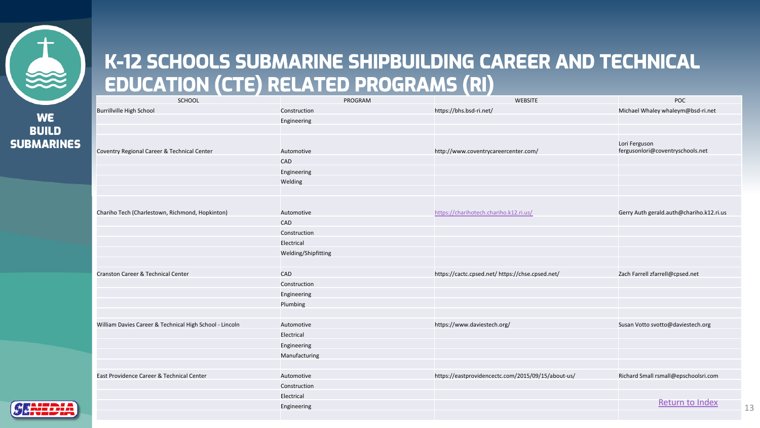# K-12 SCHOOLS SUBMARINE SHIPBUILDING CAREER AND TECHNICAL EDUCATION (CTE) RELATED PROGRAMS (RI)

| SCHOOL | PROGRAM | WEBSITE | POC |
|---|---|---|---|
| Burrillville High School | Construction | https://bhs.bsd-ri.net/ | Michael Whaley whaleym@bsd-ri.net |
| | Engineering | | |
| | | | |
| Coventry Regional Career & Technical Center | Automotive | http://www.coventrycareercenter.com/ | Lori Ferguson fergusonlori@coventryschools.net |
| | CAD | | |
| | Engineering | | |
| | Welding | | |
| | | | |
| Chariho Tech (Charlestown, Richmond, Hopkinton) | Automotive | https://charihotech.chariho.k12.ri.us/ | Gerry Auth gerald.auth@chariho.k12.ri.us |
| | CAD | | |
| | Construction | | |
| | Electrical | | |
| | Welding/Shipfitting | | |
| | | | |
| Cranston Career & Technical Center | CAD | https://cactc.cpsed.net/ https://chse.cpsed.net/ | Zach Farrell zfarrell@cpsed.net |
| | Construction | | |
| | Engineering | | |
| | Plumbing | | |
| | | | |
| William Davies Career & Technical High School - Lincoln | Automotive | https://www.daviestech.org/ | Susan Votto svotto@daviestech.org |
| | Electrical | | |
| | Engineering | | |
| | Manufacturing | | |
| | | | |
| East Providence Career & Technical Center | Automotive | https://eastprovidencectc.com/2015/09/15/about-us/ | Richard Small rsmall@epschoolsri.com |
| | Construction | | |
| | Electrical | | |
| | Engineering | | |

Return to Index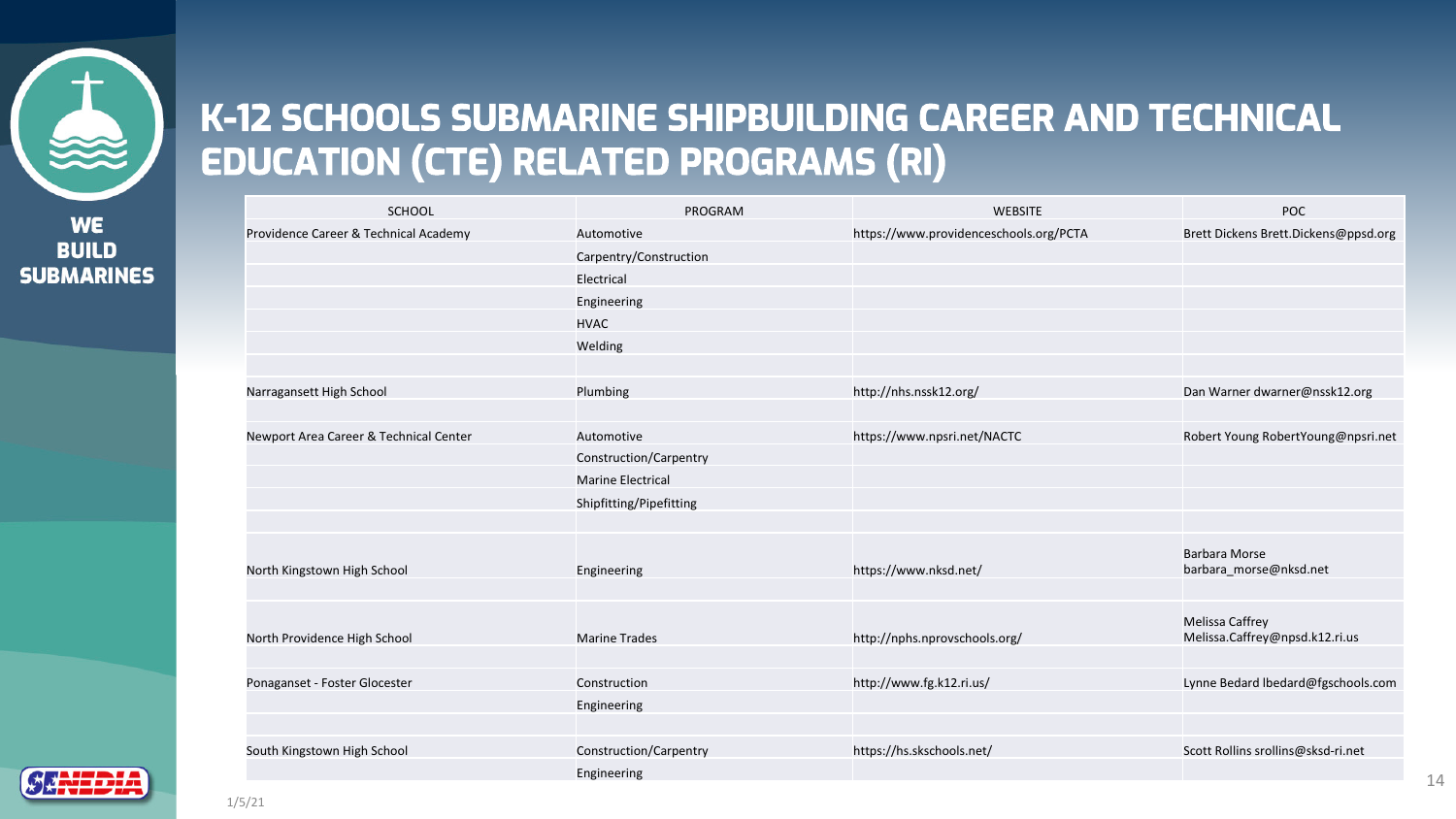# K-12 SCHOOLS SUBMARINE SHIPBUILDING CAREER AND TECHNICAL EDUCATION (CTE) RELATED PROGRAMS (RI)

| SCHOOL | PROGRAM | WEBSITE | POC |
| --- | --- | --- | --- |
| Providence Career & Technical Academy | Automotive | https://www.providenceschools.org/PCTA | Brett Dickens Brett.Dickens@ppsd.org |
| | Carpentry/Construction | | |
| | Electrical | | |
| | Engineering | | |
| | HVAC | | |
| | Welding | | |
| | | | |
| Narragansett High School | Plumbing | http://nhs.nssk12.org/ | Dan Warner dwarner@nssk12.org |
| | | | |
| Newport Area Career & Technical Center | Automotive | https://www.npsri.net/NACTC | Robert Young RobertYoung@npsri.net |
| | Construction/Carpentry | | |
| | Marine Electrical | | |
| | Shipfitting/Pipefitting | | |
| | | | |
| North Kingstown High School | Engineering | https://www.nksd.net/ | Barbara Morse barbara_morse@nksd.net |
| | | | |
| North Providence High School | Marine Trades | http://nphs.nprovschools.org/ | Melissa Caffrey Melissa.Caffrey@npsd.k12.ri.us |
| | | | |
| Ponaganset - Foster Glocester | Construction | http://www.fg.k12.ri.us/ | Lynne Bedard lbedard@fgschools.com |
| | Engineering | | |
| | | | |
| South Kingstown High School | Construction/Carpentry | https://hs.skschools.net/ | Scott Rollins srollins@sksd-ri.net |
| | Engineering | | |

1/5/21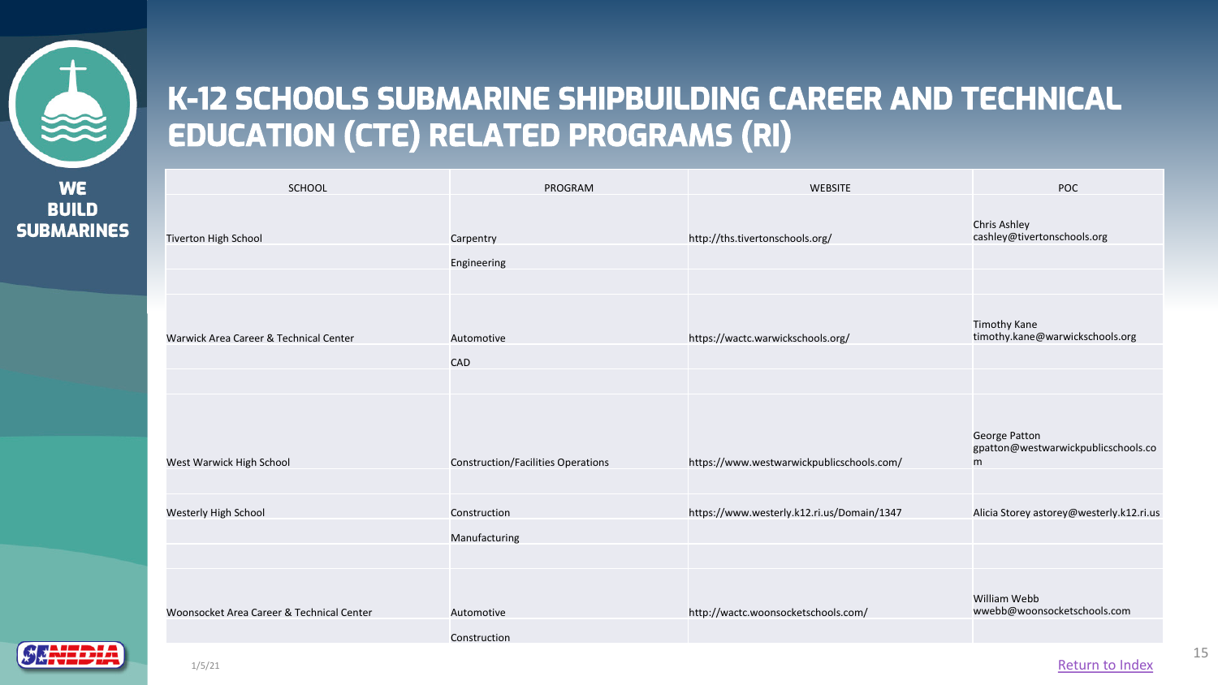# K-12 SCHOOLS SUBMARINE SHIPBUILDING CAREER AND TECHNICAL EDUCATION (CTE) RELATED PROGRAMS (RI)

| SCHOOL | PROGRAM | WEBSITE | POC |
|---|---|---|---|
| Tiverton High School | Carpentry | http://ths.tivertonschools.org/ | Chris Ashley cashley@tivertonschools.org |
| | Engineering | | |
| | | | |
| Warwick Area Career & Technical Center | Automotive | https://wactc.warwickschools.org/ | Timothy Kane timothy.kane@warwickschools.org |
| | CAD | | |
| | | | |
| West Warwick High School | Construction/Facilities Operations | https://www.westwarwickpublicschools.com/ | George Patton gpatton@westwarwickpublicschools.com |
| | | | |
| Westerly High School | Construction | https://www.westerly.k12.ri.us/Domain/1347 | Alicia Storey astorey@westerly.k12.ri.us |
| | Manufacturing | | |
| | | | |
| Woonsocket Area Career & Technical Center | Automotive | http://wactc.woonsocketschools.com/ | William Webb wwebb@woonsocketschools.com |
| | Construction | | |

1/5/21

Return to Index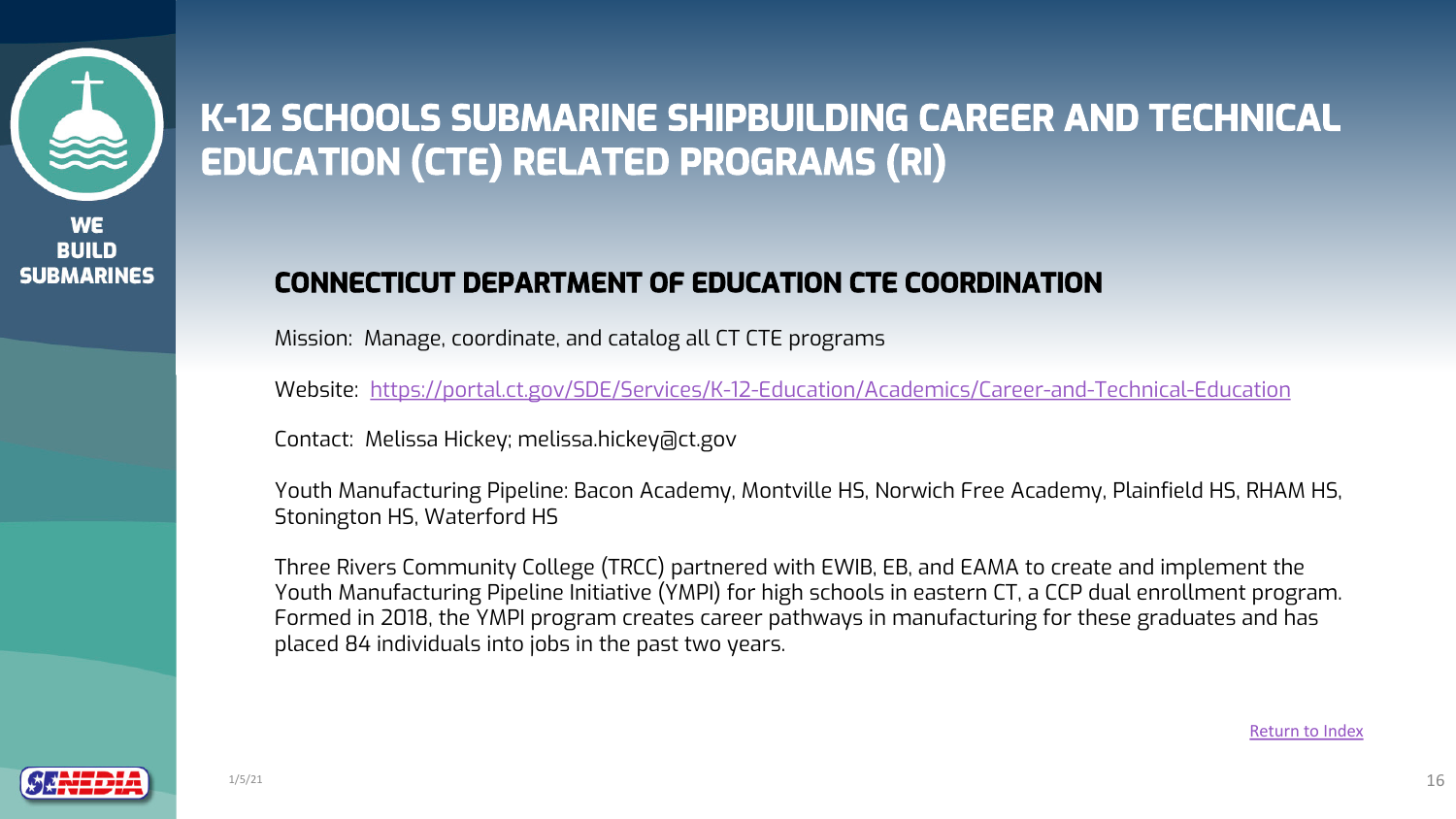# K-12 SCHOOLS SUBMARINE SHIPBUILDING CAREER AND TECHNICAL EDUCATION (CTE) RELATED PROGRAMS (RI)

## CONNECTICUT DEPARTMENT OF EDUCATION CTE COORDINATION

Mission: Manage, coordinate, and catalog all CT CTE programs

Website: [https://portal.ct.gov/SDE/Services/K-12-Education/Academics/Career-and-Technical-Education](https://portal.ct.gov/SDE/Services/K-12-Education/Academics/Career-and-Technical-Education)

Contact: Melissa Hickey; melissa.hickey@ct.gov

Youth Manufacturing Pipeline: Bacon Academy, Montville HS, Norwich Free Academy, Plainfield HS, RHAM HS, Stonington HS, Waterford HS

Three Rivers Community College (TRCC) partnered with EWIB, EB, and EAMA to create and implement the Youth Manufacturing Pipeline Initiative (YMPI) for high schools in eastern CT, a CCP dual enrollment program. Formed in 2018, the YMPI program creates career pathways in manufacturing for these graduates and has placed 84 individuals into jobs in the past two years.

Return to Index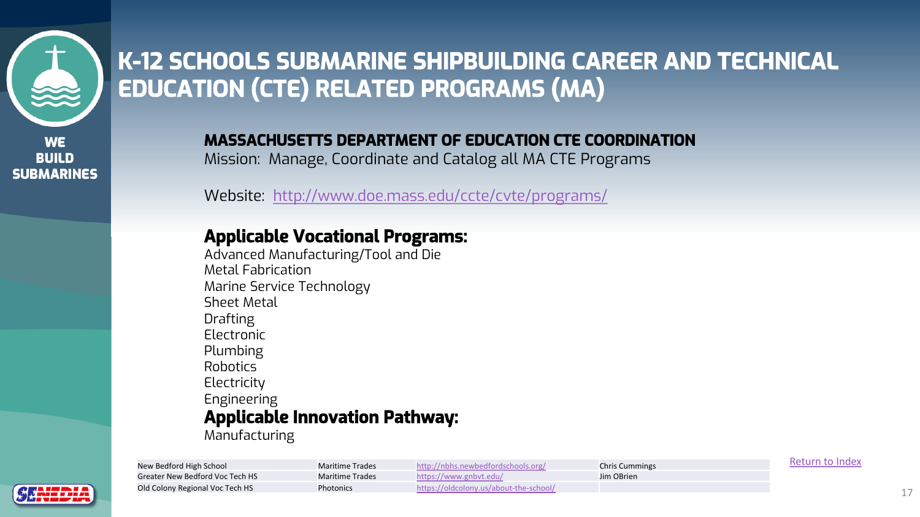# K-12 SCHOOLS SUBMARINE SHIPBUILDING CAREER AND TECHNICAL EDUCATION (CTE) RELATED PROGRAMS (MA)

WE BUILD SUBMARINES

## MASSACHUSETTS DEPARTMENT OF EDUCATION CTE COORDINATION

Mission: Manage, Coordinate and Catalog all MA CTE Programs

Website: http://www.doe.mass.edu/ccte/cvte/programs/

### Applicable Vocational Programs:

Advanced Manufacturing/Tool and Die
Metal Fabrication
Marine Service Technology
Sheet Metal
Drafting
Electronic
Plumbing
Robotics
Electricity
Engineering

### Applicable Innovation Pathway:

Manufacturing

| | | | |
|---|---|---|---|
| New Bedford High School | Maritime Trades | http://nbhs.newbedfordschools.org/ | Chris Cummings |
| Greater New Bedford Voc Tech HS | Maritime Trades | https://www.gnbvt.edu/ | Jim OBrien |
| Old Colony Regional Voc Tech HS | Photonics | https://oldcolony.us/about-the-school/ | |

Return to Index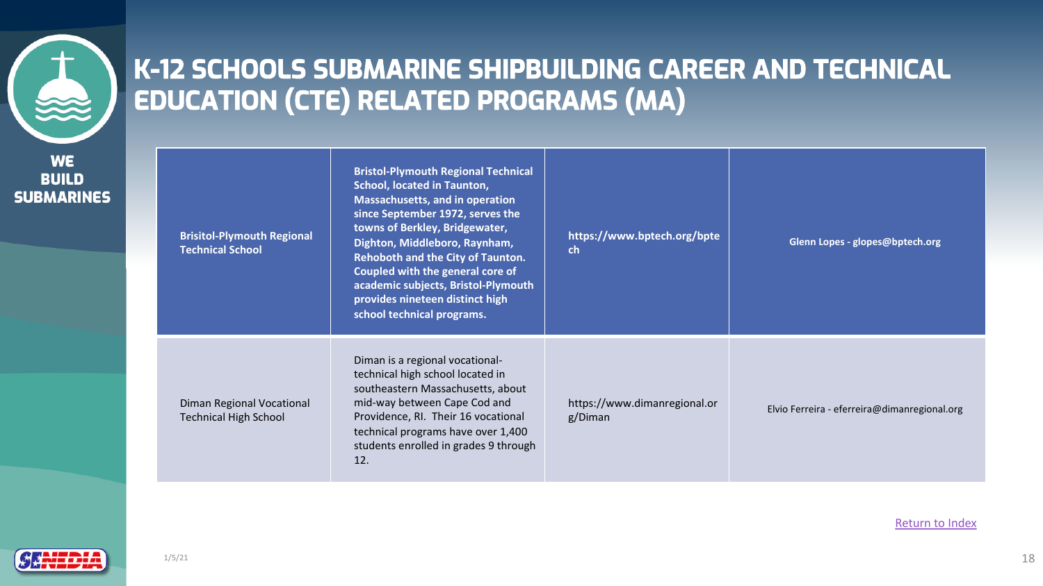# K-12 SCHOOLS SUBMARINE SHIPBUILDING CAREER AND TECHNICAL EDUCATION (CTE) RELATED PROGRAMS (MA)

WE BUILD SUBMARINES

| Brisitol-Plymouth Regional Technical School | Bristol-Plymouth Regional Technical School, located in Taunton, Massachusetts, and in operation since September 1972, serves the towns of Berkley, Bridgewater, Dighton, Middleboro, Raynham, Rehoboth and the City of Taunton. Coupled with the general core of academic subjects, Bristol-Plymouth provides nineteen distinct high school technical programs. | https://www.bptech.org/bptech | Glenn Lopes - glopes@bptech.org |
|---|---|---|---|
| Diman Regional Vocational Technical High School | Diman is a regional vocational-technical high school located in southeastern Massachusetts, about mid-way between Cape Cod and Providence, RI. Their 16 vocational technical programs have over 1,400 students enrolled in grades 9 through 12. | https://www.dimanregional.org/Diman | Elvio Ferreira - eferreira@dimanregional.org |

Return to Index

1/5/21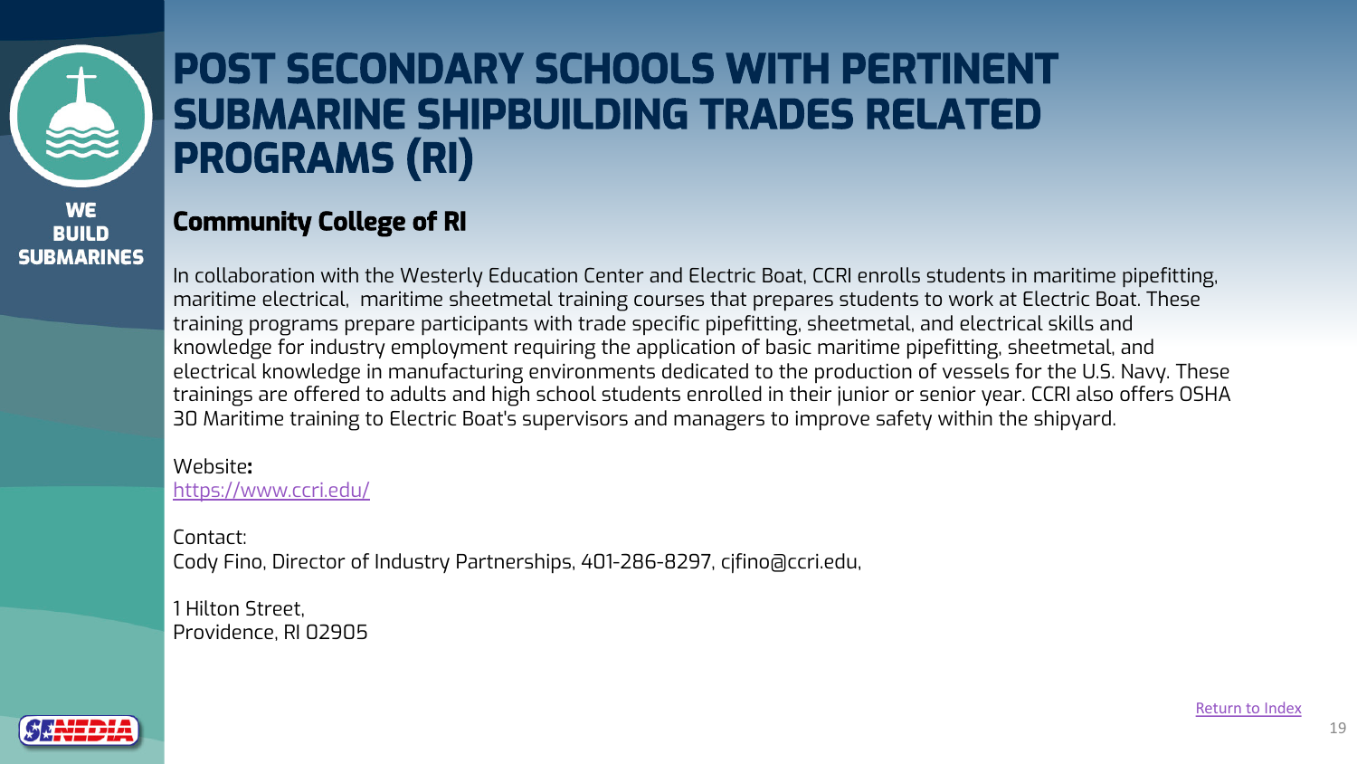# POST SECONDARY SCHOOLS WITH PERTINENT SUBMARINE SHIPBUILDING TRADES RELATED PROGRAMS (RI)

## Community College of RI

In collaboration with the Westerly Education Center and Electric Boat, CCRI enrolls students in maritime pipefitting, maritime electrical, maritime sheetmetal training courses that prepares students to work at Electric Boat. These training programs prepare participants with trade specific pipefitting, sheetmetal, and electrical skills and knowledge for industry employment requiring the application of basic maritime pipefitting, sheetmetal, and electrical knowledge in manufacturing environments dedicated to the production of vessels for the U.S. Navy. These trainings are offered to adults and high school students enrolled in their junior or senior year. CCRI also offers OSHA 30 Maritime training to Electric Boat's supervisors and managers to improve safety within the shipyard.

Website**:**
https://www.ccri.edu/

Contact:
Cody Fino, Director of Industry Partnerships, 401-286-8297, cjfino@ccri.edu,

1 Hilton Street,
Providence, RI 02905

Return to Index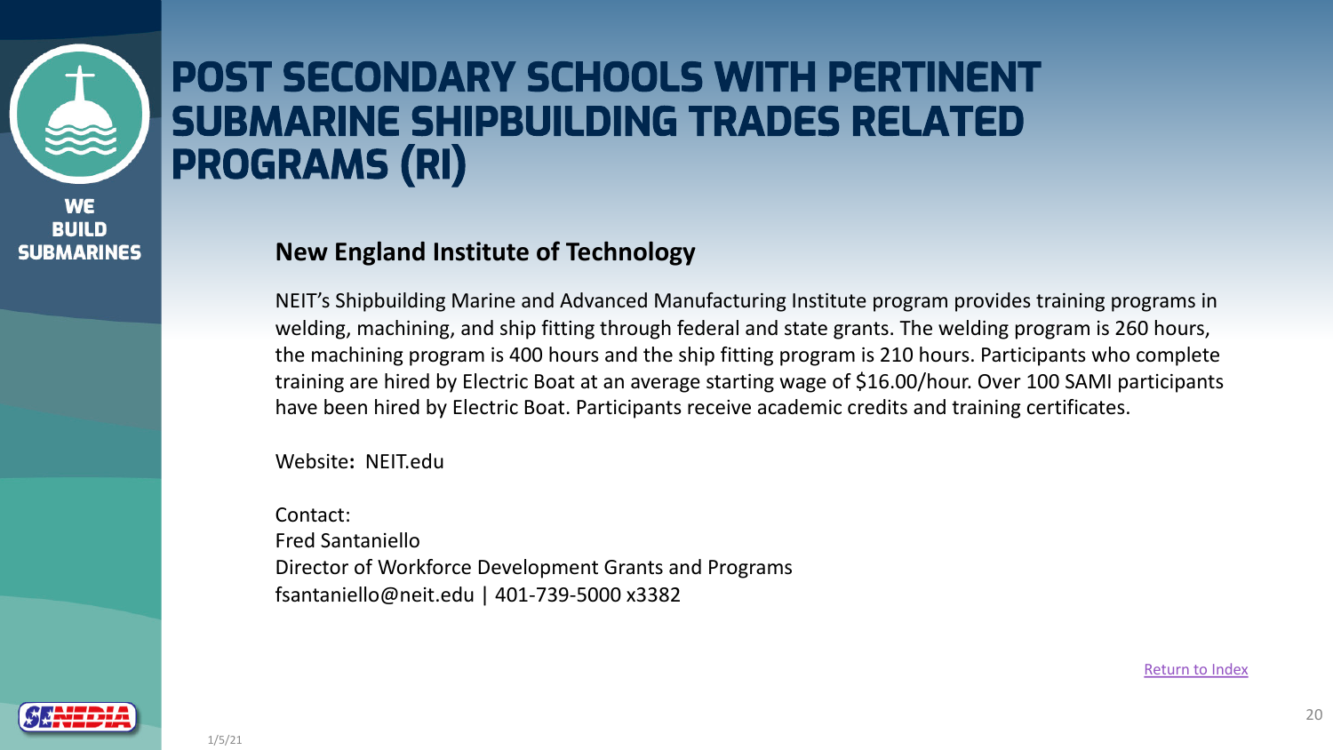# POST SECONDARY SCHOOLS WITH PERTINENT SUBMARINE SHIPBUILDING TRADES RELATED PROGRAMS (RI)

## New England Institute of Technology

NEIT's Shipbuilding Marine and Advanced Manufacturing Institute program provides training programs in welding, machining, and ship fitting through federal and state grants. The welding program is 260 hours, the machining program is 400 hours and the ship fitting program is 210 hours. Participants who complete training are hired by Electric Boat at an average starting wage of $16.00/hour. Over 100 SAMI participants have been hired by Electric Boat. Participants receive academic credits and training certificates.

Website**:** NEIT.edu

Contact:
Fred Santaniello
Director of Workforce Development Grants and Programs
fsantaniello@neit.edu | 401-739-5000 x3382

Return to Index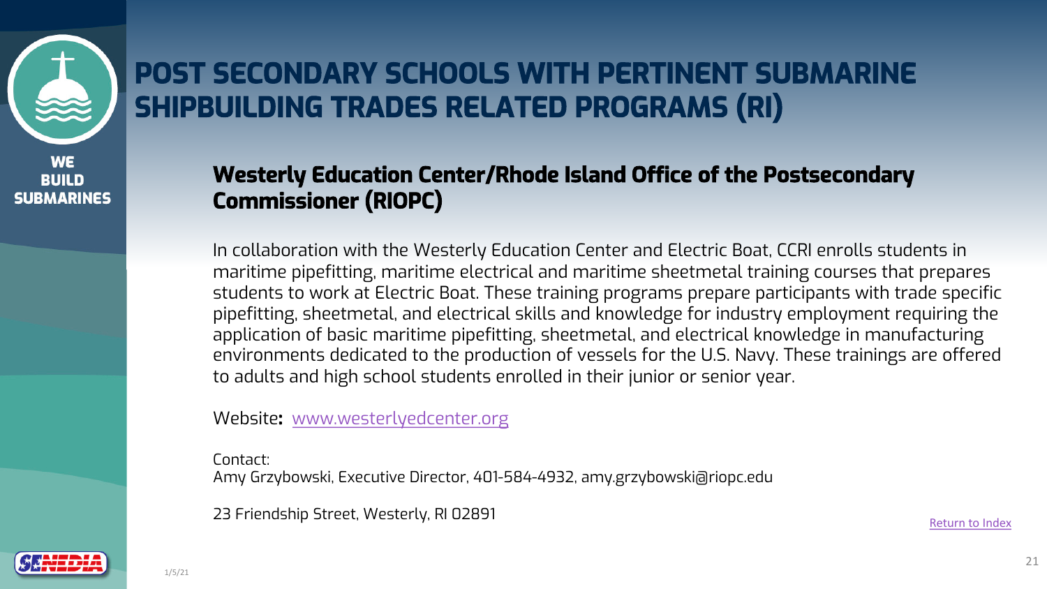# POST SECONDARY SCHOOLS WITH PERTINENT SUBMARINE SHIPBUILDING TRADES RELATED PROGRAMS (RI)

## Westerly Education Center/Rhode Island Office of the Postsecondary Commissioner (RIOPC)

In collaboration with the Westerly Education Center and Electric Boat, CCRI enrolls students in maritime pipefitting, maritime electrical and maritime sheetmetal training courses that prepares students to work at Electric Boat. These training programs prepare participants with trade specific pipefitting, sheetmetal, and electrical skills and knowledge for industry employment requiring the application of basic maritime pipefitting, sheetmetal, and electrical knowledge in manufacturing environments dedicated to the production of vessels for the U.S. Navy. These trainings are offered to adults and high school students enrolled in their junior or senior year.

Website**:** [www.westerlyedcenter.org](http://www.westerlyedcenter.org)

Contact:
Amy Grzybowski, Executive Director, 401-584-4932, amy.grzybowski@riopc.edu

23 Friendship Street, Westerly, RI 02891

Return to Index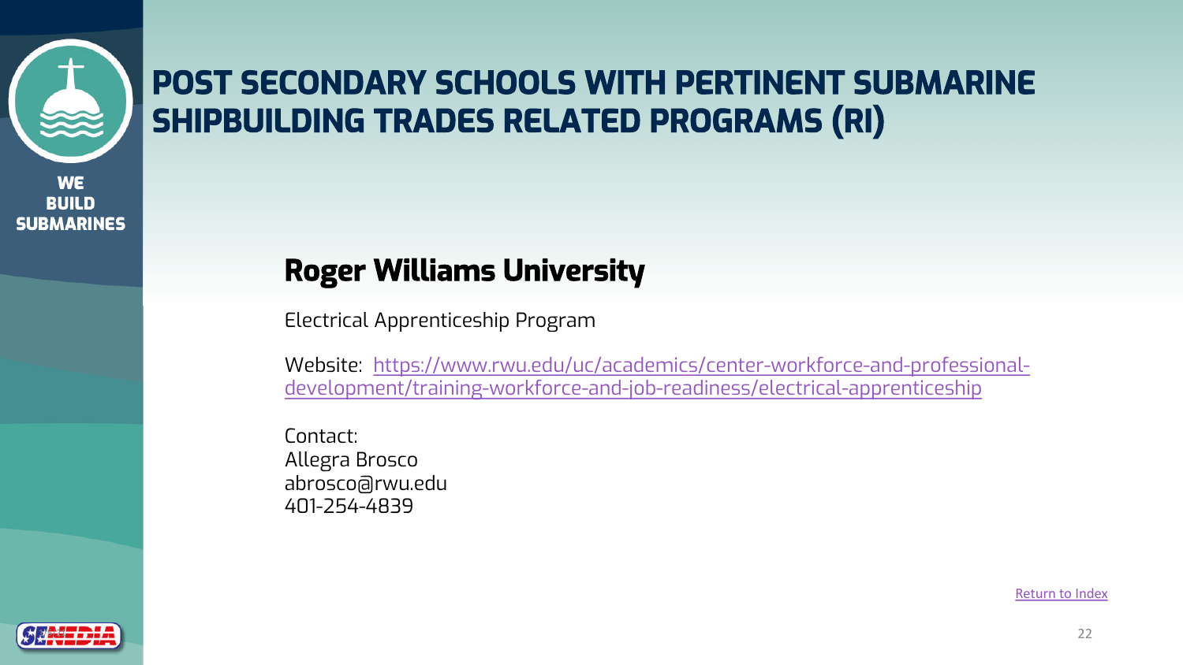# POST SECONDARY SCHOOLS WITH PERTINENT SUBMARINE SHIPBUILDING TRADES RELATED PROGRAMS (RI)

WE BUILD SUBMARINES

## Roger Williams University

Electrical Apprenticeship Program

Website: [https://www.rwu.edu/uc/academics/center-workforce-and-professional-development/training-workforce-and-job-readiness/electrical-apprenticeship](https://www.rwu.edu/uc/academics/center-workforce-and-professional-development/training-workforce-and-job-readiness/electrical-apprenticeship)

Contact:
Allegra Brosco
abrosco@rwu.edu
401-254-4839

Return to Index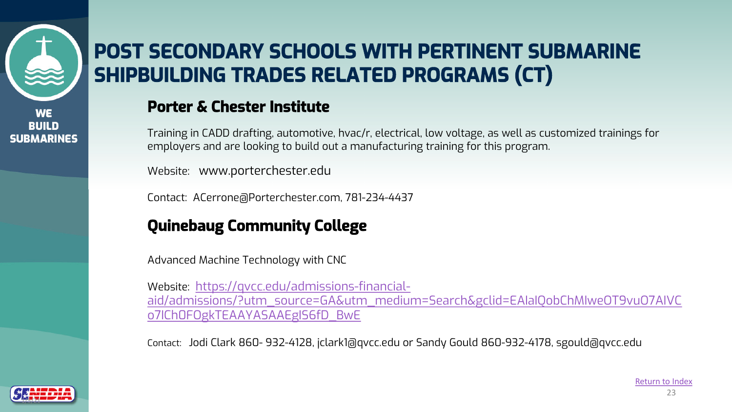# POST SECONDARY SCHOOLS WITH PERTINENT SUBMARINE SHIPBUILDING TRADES RELATED PROGRAMS (CT)

## Porter & Chester Institute

Training in CADD drafting, automotive, hvac/r, electrical, low voltage, as well as customized trainings for employers and are looking to build out a manufacturing training for this program.

Website: www.porterchester.edu

Contact: ACerrone@Porterchester.com, 781-234-4437

## Quinebaug Community College

Advanced Machine Technology with CNC

Website: [https://qvcc.edu/admissions-financial-aid/admissions/?utm_source=GA&utm_medium=Search&gclid=EAIaIQobChMIweOT9vuO7AIVCo7ICh0FOgkTEAAYASAAEgIS6fD_BwE](https://qvcc.edu/admissions-financial-aid/admissions/?utm_source=GA&utm_medium=Search&gclid=EAIaIQobChMIweOT9vuO7AIVCo7ICh0FOgkTEAAYASAAEgIS6fD_BwE)

Contact: Jodi Clark 860- 932-4128, jclark1@qvcc.edu or Sandy Gould 860-932-4178, sgould@qvcc.edu

Return to Index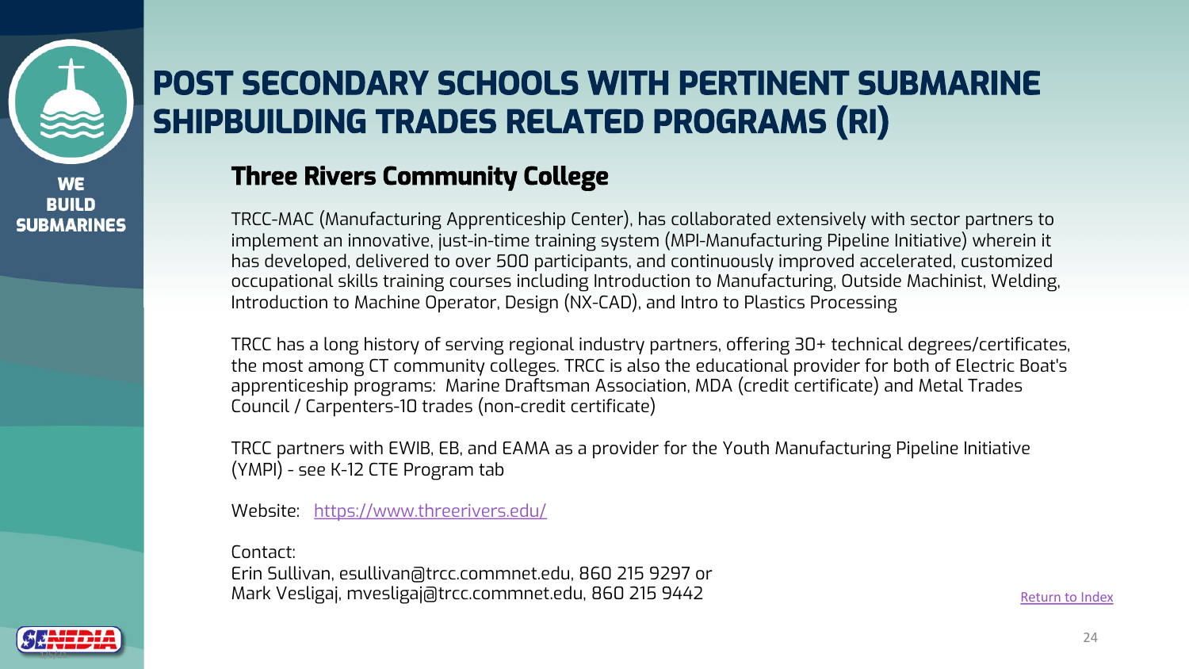# POST SECONDARY SCHOOLS WITH PERTINENT SUBMARINE SHIPBUILDING TRADES RELATED PROGRAMS (RI)

## Three Rivers Community College

TRCC-MAC (Manufacturing Apprenticeship Center), has collaborated extensively with sector partners to implement an innovative, just-in-time training system (MPI-Manufacturing Pipeline Initiative) wherein it has developed, delivered to over 500 participants, and continuously improved accelerated, customized occupational skills training courses including Introduction to Manufacturing, Outside Machinist, Welding, Introduction to Machine Operator, Design (NX-CAD), and Intro to Plastics Processing

TRCC has a long history of serving regional industry partners, offering 30+ technical degrees/certificates, the most among CT community colleges. TRCC is also the educational provider for both of Electric Boat's apprenticeship programs: Marine Draftsman Association, MDA (credit certificate) and Metal Trades Council / Carpenters-10 trades (non-credit certificate)

TRCC partners with EWIB, EB, and EAMA as a provider for the Youth Manufacturing Pipeline Initiative (YMPI) - see K-12 CTE Program tab

Website: [https://www.threerivers.edu/](https://www.threerivers.edu/)

Contact:
Erin Sullivan, esullivan@trcc.commnet.edu, 860 215 9297 or
Mark Vesligaj, mvesligaj@trcc.commnet.edu, 860 215 9442

Return to Index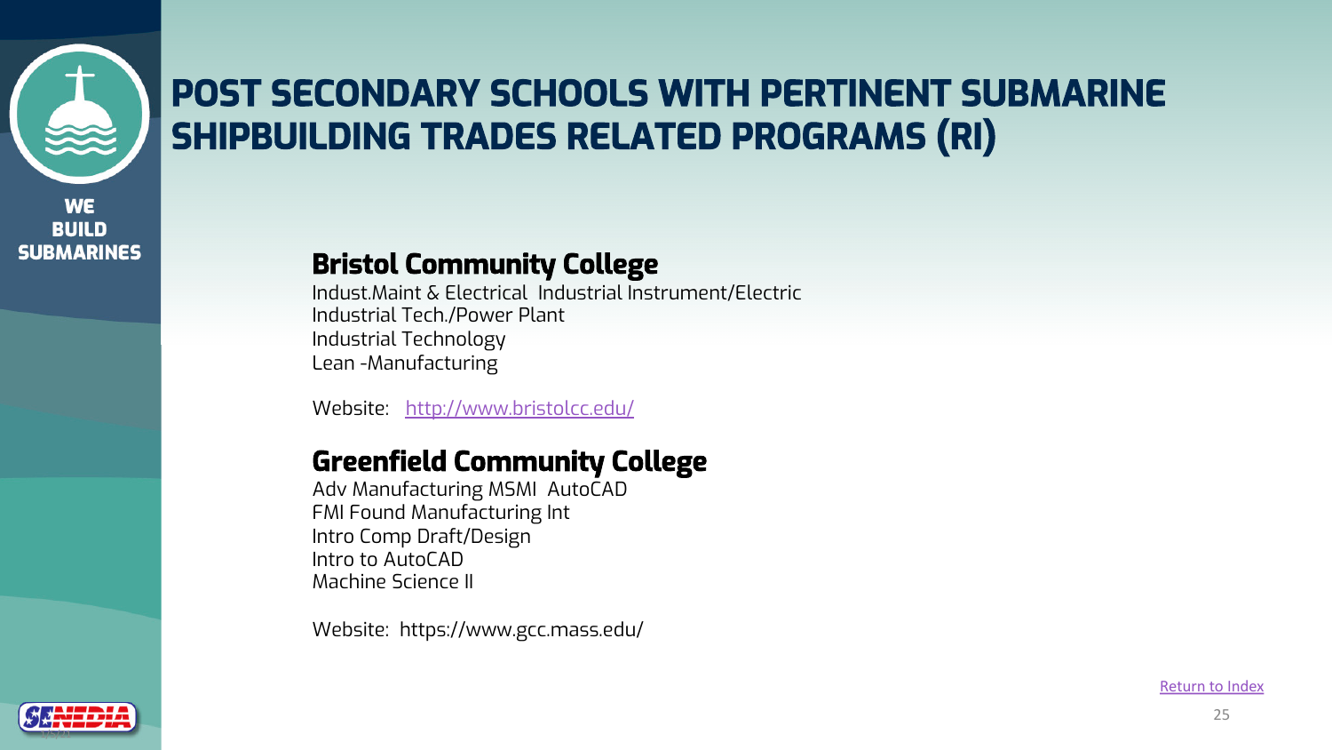# POST SECONDARY SCHOOLS WITH PERTINENT SUBMARINE SHIPBUILDING TRADES RELATED PROGRAMS (RI)

## Bristol Community College

Indust.Maint & Electrical  Industrial Instrument/Electric
Industrial Tech./Power Plant
Industrial Technology
Lean -Manufacturing

Website: [http://www.bristolcc.edu/](http://www.bristolcc.edu/)

## Greenfield Community College

Adv Manufacturing MSMI  AutoCAD
FMI Found Manufacturing Int
Intro Comp Draft/Design
Intro to AutoCAD
Machine Science II

Website: https://www.gcc.mass.edu/

Return to Index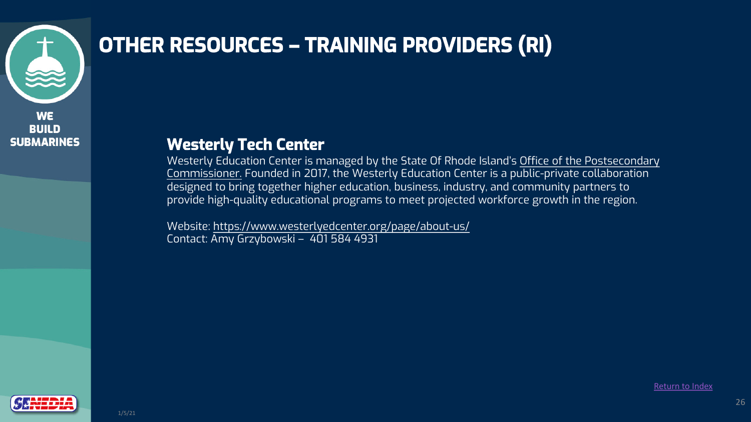# OTHER RESOURCES – TRAINING PROVIDERS (RI)

## Westerly Tech Center

Westerly Education Center is managed by the State Of Rhode Island's Office of the Postsecondary Commissioner. Founded in 2017, the Westerly Education Center is a public-private collaboration designed to bring together higher education, business, industry, and community partners to provide high-quality educational programs to meet projected workforce growth in the region.

Website: https://www.westerlyedcenter.org/page/about-us/
Contact: Amy Grzybowski – 401 584 4931

Return to Index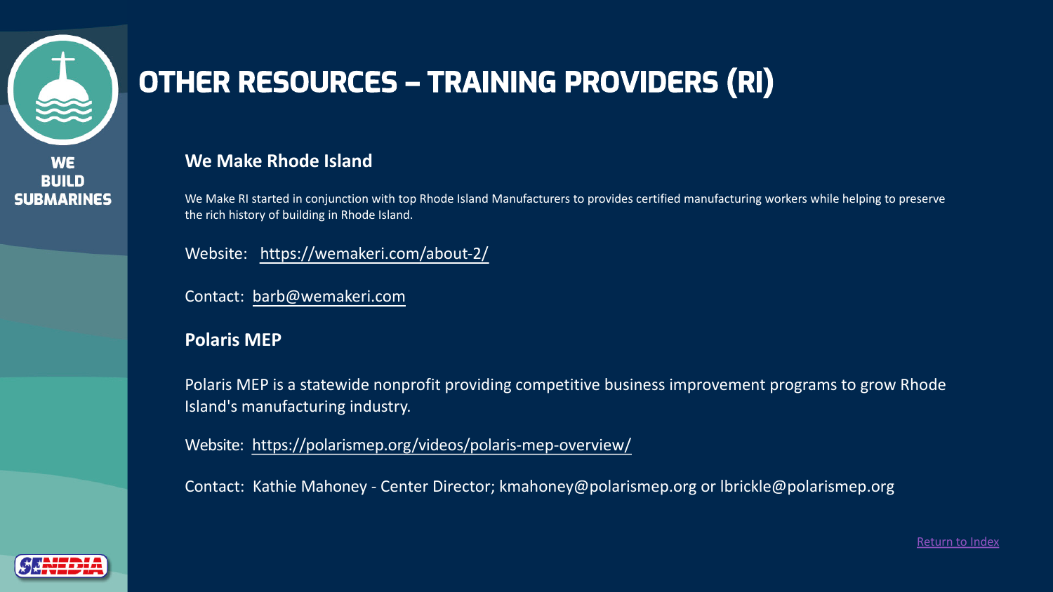# OTHER RESOURCES – TRAINING PROVIDERS (RI)

## We Make Rhode Island

We Make RI started in conjunction with top Rhode Island Manufacturers to provides certified manufacturing workers while helping to preserve the rich history of building in Rhode Island.

Website: https://wemakeri.com/about-2/

Contact: barb@wemakeri.com

## Polaris MEP

Polaris MEP is a statewide nonprofit providing competitive business improvement programs to grow Rhode Island's manufacturing industry.

Website: https://polarismep.org/videos/polaris-mep-overview/

Contact: Kathie Mahoney - Center Director; kmahoney@polarismep.org or lbrickle@polarismep.org

Return to Index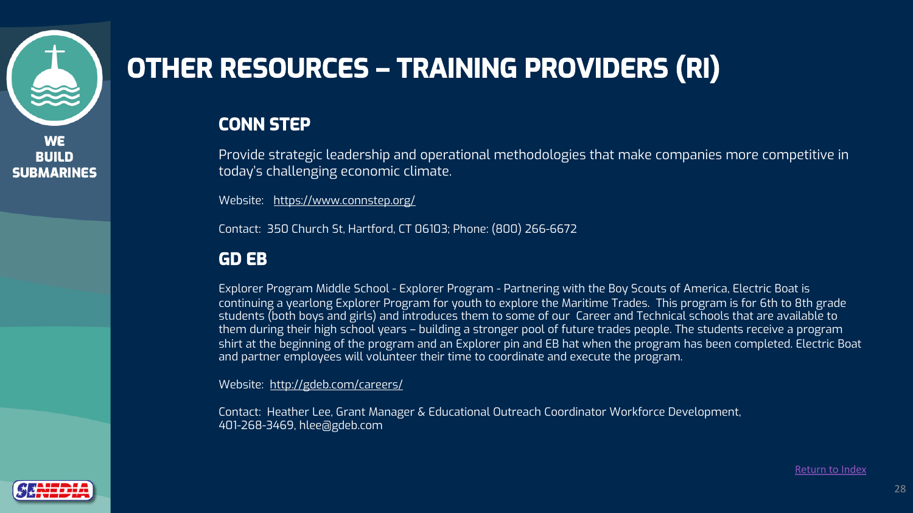# OTHER RESOURCES – TRAINING PROVIDERS (RI)

## CONN STEP

Provide strategic leadership and operational methodologies that make companies more competitive in today's challenging economic climate.

Website: https://www.connstep.org/

Contact: 350 Church St, Hartford, CT 06103; Phone: (800) 266-6672

## GD EB

Explorer Program Middle School - Explorer Program - Partnering with the Boy Scouts of America, Electric Boat is continuing a yearlong Explorer Program for youth to explore the Maritime Trades. This program is for 6th to 8th grade students (both boys and girls) and introduces them to some of our Career and Technical schools that are available to them during their high school years – building a stronger pool of future trades people. The students receive a program shirt at the beginning of the program and an Explorer pin and EB hat when the program has been completed. Electric Boat and partner employees will volunteer their time to coordinate and execute the program.

Website: http://gdeb.com/careers/

Contact: Heather Lee, Grant Manager & Educational Outreach Coordinator Workforce Development, 401-268-3469, hlee@gdeb.com

Return to Index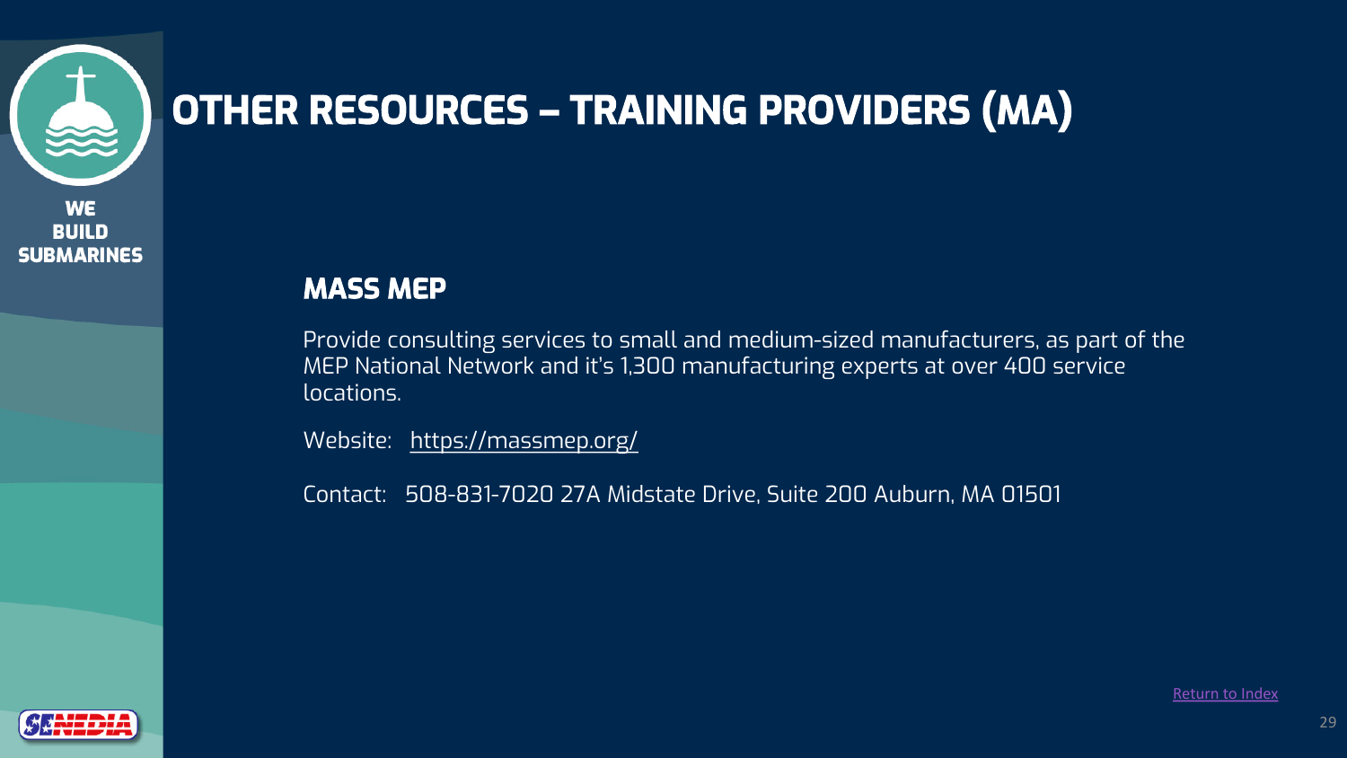# OTHER RESOURCES – TRAINING PROVIDERS (MA)

WE BUILD SUBMARINES

## MASS MEP

Provide consulting services to small and medium-sized manufacturers, as part of the MEP National Network and it's 1,300 manufacturing experts at over 400 service locations.

Website: https://massmep.org/

Contact: 508-831-7020 27A Midstate Drive, Suite 200 Auburn, MA 01501

Return to Index